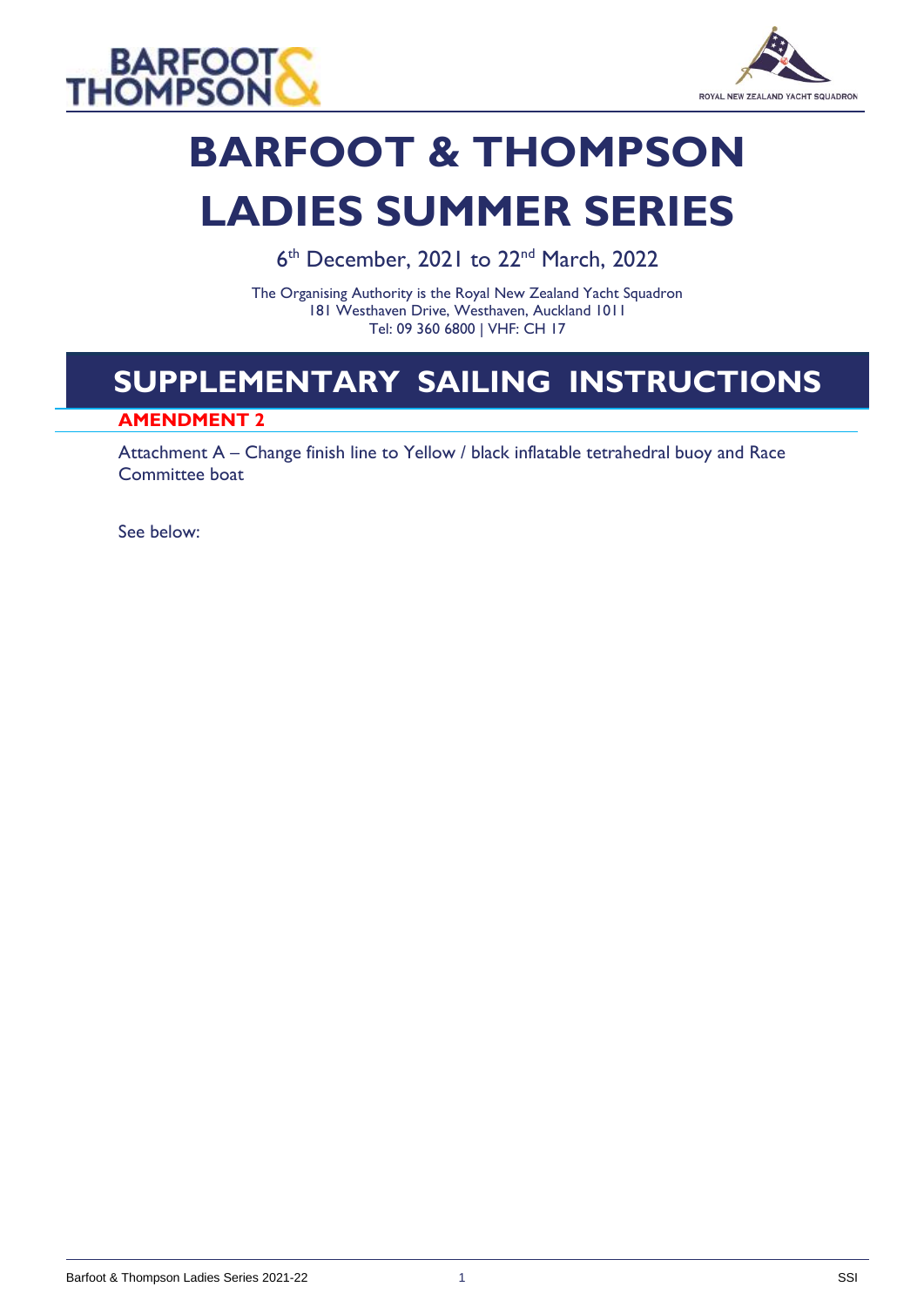# BARFOOT & THOMPSON LADIES SUMMER SERIES

6th December, 2021 to 22nd March, 2022

The Organising Authority is the Royal New Zealand Yacht Squadron
181 Westhaven Drive, Westhaven, Auckland 1011
Tel: 09 360 6800 | VHF: CH 17

## SUPPLEMENTARY SAILING INSTRUCTIONS

**AMENDMENT 2**

Attachment A – Change finish line to Yellow / black inflatable tetrahedral buoy and Race Committee boat

See below: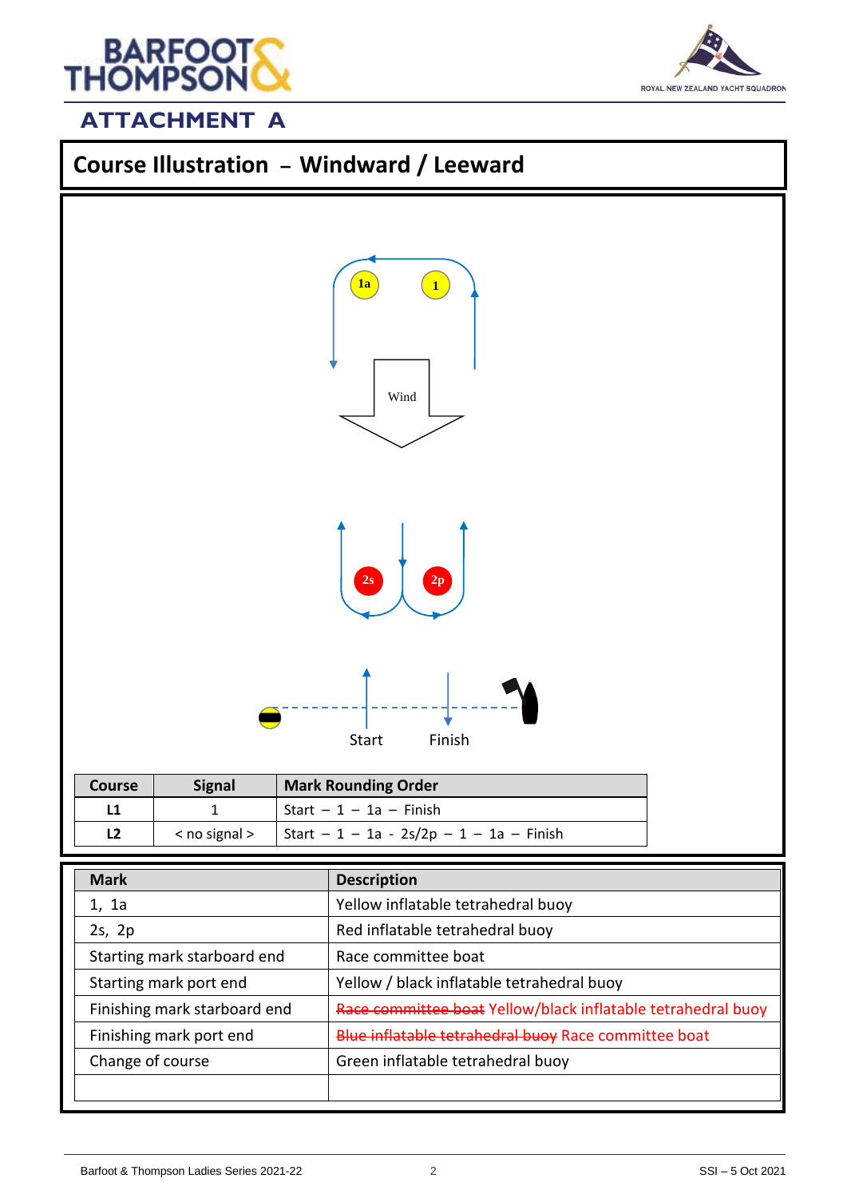## ATTACHMENT A

## Course Illustration – Windward / Leeward

1a 1

Wind

2s 2p

Start Finish

| Course | Signal | Mark Rounding Order |
|---|---|---|
| L1 | 1 | Start – 1 – 1a – Finish |
| L2 | < no signal > | Start – 1 – 1a - 2s/2p – 1 – 1a – Finish |

| Mark | Description |
|---|---|
| 1, 1a | Yellow inflatable tetrahedral buoy |
| 2s, 2p | Red inflatable tetrahedral buoy |
| Starting mark starboard end | Race committee boat |
| Starting mark port end | Yellow / black inflatable tetrahedral buoy |
| Finishing mark starboard end | ~~Race committee boat~~ Yellow/black inflatable tetrahedral buoy |
| Finishing mark port end | ~~Blue inflatable tetrahedral buoy~~ Race committee boat |
| Change of course | Green inflatable tetrahedral buoy |
| | |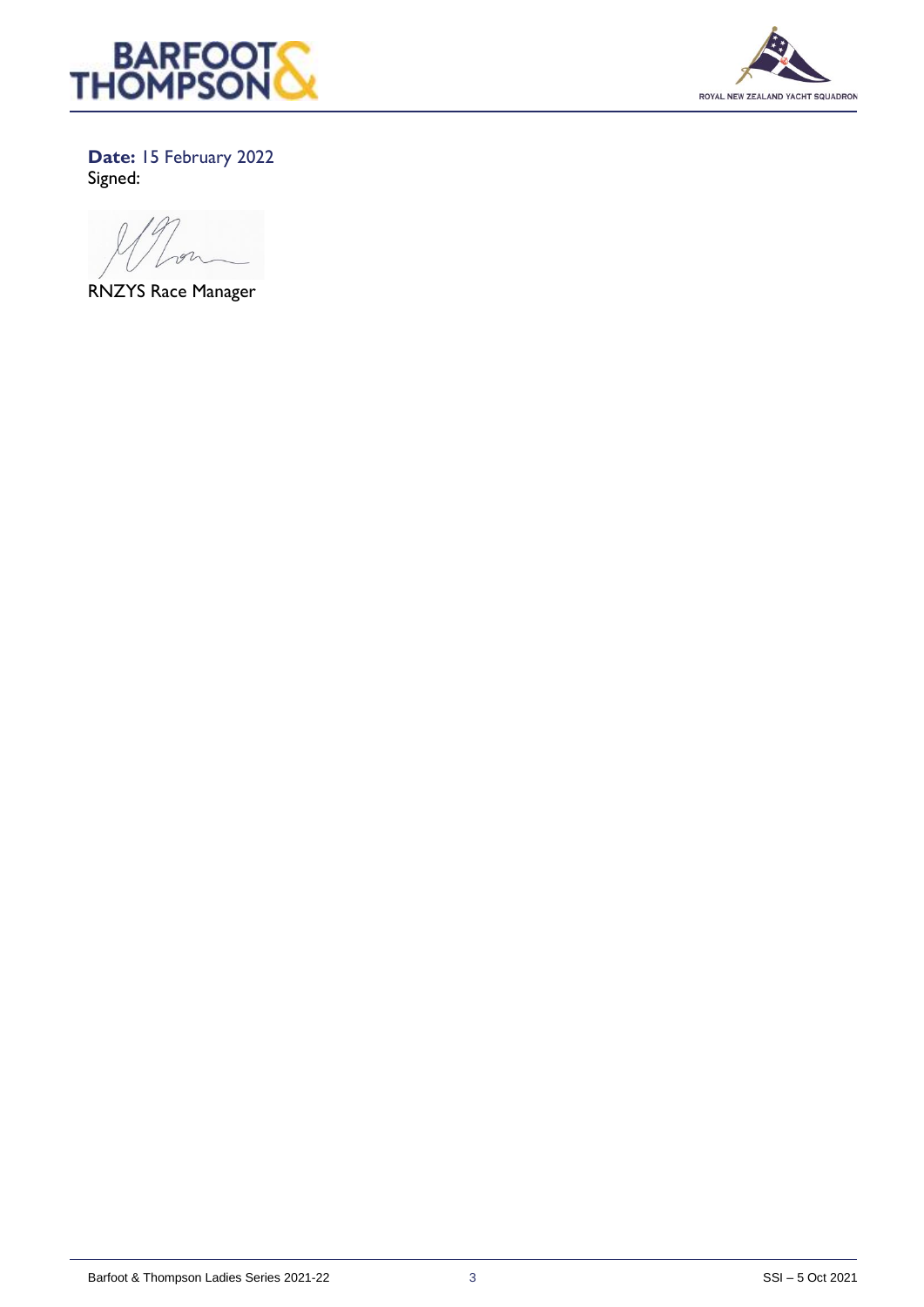**Date:** 15 February 2022
Signed:

RNZYS Race Manager